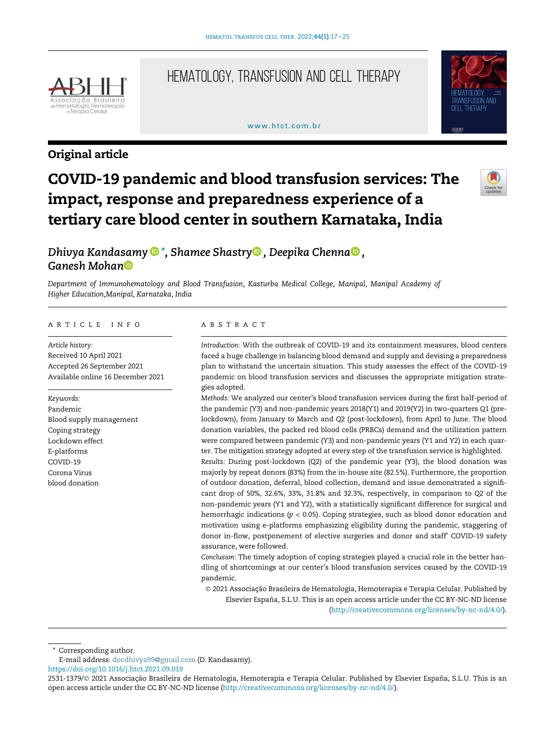Original article

# COVID-19 pandemic and blood transfusion services: The impact, response and preparedness experience of a tertiary care blood center in southern Karnataka, India

*Dhivya Kandasamy* *, *Shamee Shastry*, *Deepika Chenna*, *Ganesh Mohan*

*Department of Immunohematology and Blood Transfusion, Kasturba Medical College, Manipal, Manipal Academy of Higher Education, Manipal, Karnataka, India*

## ARTICLE INFO

*Article history:*
Received 10 April 2021
Accepted 26 September 2021
Available online 16 December 2021

*Keywords:*
Pandemic
Blood supply management
Coping strategy
Lockdown effect
E-platforms
COVID-19
Corona Virus
blood donation

## ABSTRACT

*Introduction:* With the outbreak of COVID-19 and its containment measures, blood centers faced a huge challenge in balancing blood demand and supply and devising a preparedness plan to withstand the uncertain situation. This study assesses the effect of the COVID-19 pandemic on blood transfusion services and discusses the appropriate mitigation strategies adopted.

*Methods:* We analyzed our center's blood transfusion services during the first half-period of the pandemic (Y3) and non-pandemic years 2018(Y1) and 2019(Y2) in two-quarters Q1 (pre-lockdown), from January to March and Q2 (post-lockdown), from April to June. The blood donation variables, the packed red blood cells (PRBCs) demand and the utilization pattern were compared between pandemic (Y3) and non-pandemic years (Y1 and Y2) in each quarter. The mitigation strategy adopted at every step of the transfusion service is highlighted.

*Results:* During post-lockdown (Q2) of the pandemic year (Y3), the blood donation was majorly by repeat donors (83%) from the in-house site (82.5%). Furthermore, the proportion of outdoor donation, deferral, blood collection, demand and issue demonstrated a significant drop of 50%, 32.6%, 33%, 31.8% and 32.3%, respectively, in comparison to Q2 of the non-pandemic years (Y1 and Y2), with a statistically significant difference for surgical and hemorrhagic indications ($p < 0.05$). Coping strategies, such as blood donor education and motivation using e-platforms emphasizing eligibility during the pandemic, staggering of donor in-flow, postponement of elective surgeries and donor and staff' COVID-19 safety assurance, were followed.

*Conclusion:* The timely adoption of coping strategies played a crucial role in the better handling of shortcomings at our center's blood transfusion services caused by the COVID-19 pandemic.

© 2021 Associação Brasileira de Hematologia, Hemoterapia e Terapia Celular. Published by Elsevier España, S.L.U. This is an open access article under the CC BY-NC-ND license (http://creativecommons.org/licenses/by-nc-nd/4.0/).

---

* Corresponding author.
E-mail address: docdhivya99@gmail.com (D. Kandasamy).
https://doi.org/10.1016/j.htct.2021.09.019
2531-1379/© 2021 Associação Brasileira de Hematologia, Hemoterapia e Terapia Celular. Published by Elsevier España, S.L.U. This is an open access article under the CC BY-NC-ND license (http://creativecommons.org/licenses/by-nc-nd/4.0/).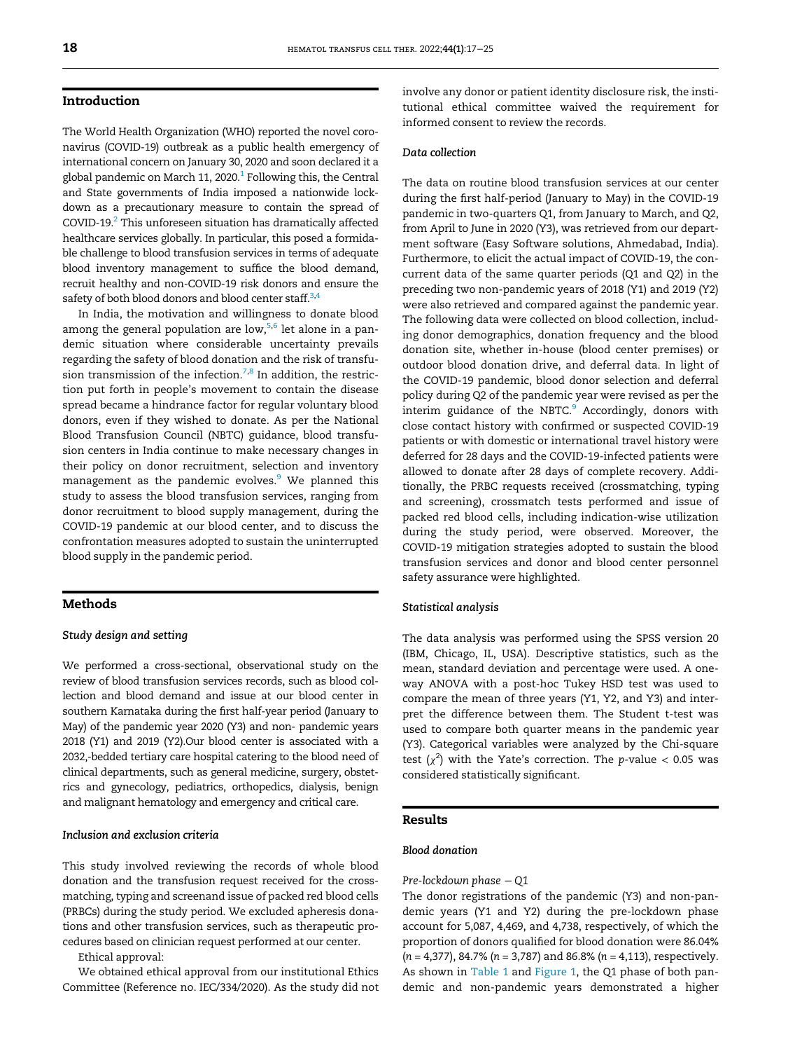## Introduction

The World Health Organization (WHO) reported the novel coronavirus (COVID-19) outbreak as a public health emergency of international concern on January 30, 2020 and soon declared it a global pandemic on March 11, 2020.[1] Following this, the Central and State governments of India imposed a nationwide lockdown as a precautionary measure to contain the spread of COVID-19.[2] This unforeseen situation has dramatically affected healthcare services globally. In particular, this posed a formidable challenge to blood transfusion services in terms of adequate blood inventory management to suffice the blood demand, recruit healthy and non-COVID-19 risk donors and ensure the safety of both blood donors and blood center staff.[3,4]

In India, the motivation and willingness to donate blood among the general population are low,[5,6] let alone in a pandemic situation where considerable uncertainty prevails regarding the safety of blood donation and the risk of transfusion transmission of the infection.[7,8] In addition, the restriction put forth in people's movement to contain the disease spread became a hindrance factor for regular voluntary blood donors, even if they wished to donate. As per the National Blood Transfusion Council (NBTC) guidance, blood transfusion centers in India continue to make necessary changes in their policy on donor recruitment, selection and inventory management as the pandemic evolves.[9] We planned this study to assess the blood transfusion services, ranging from donor recruitment to blood supply management, during the COVID-19 pandemic at our blood center, and to discuss the confrontation measures adopted to sustain the uninterrupted blood supply in the pandemic period.

## Methods

### Study design and setting

We performed a cross-sectional, observational study on the review of blood transfusion services records, such as blood collection and blood demand and issue at our blood center in southern Karnataka during the first half-year period (January to May) of the pandemic year 2020 (Y3) and non- pandemic years 2018 (Y1) and 2019 (Y2).Our blood center is associated with a 2032,-bedded tertiary care hospital catering to the blood need of clinical departments, such as general medicine, surgery, obstetrics and gynecology, pediatrics, orthopedics, dialysis, benign and malignant hematology and emergency and critical care.

### Inclusion and exclusion criteria

This study involved reviewing the records of whole blood donation and the transfusion request received for the crossmatching, typing and screenand issue of packed red blood cells (PRBCs) during the study period. We excluded apheresis donations and other transfusion services, such as therapeutic procedures based on clinician request performed at our center.

Ethical approval:

We obtained ethical approval from our institutional Ethics Committee (Reference no. IEC/334/2020). As the study did not involve any donor or patient identity disclosure risk, the institutional ethical committee waived the requirement for informed consent to review the records.

### Data collection

The data on routine blood transfusion services at our center during the first half-period (January to May) in the COVID-19 pandemic in two-quarters Q1, from January to March, and Q2, from April to June in 2020 (Y3), was retrieved from our department software (Easy Software solutions, Ahmedabad, India). Furthermore, to elicit the actual impact of COVID-19, the concurrent data of the same quarter periods (Q1 and Q2) in the preceding two non-pandemic years of 2018 (Y1) and 2019 (Y2) were also retrieved and compared against the pandemic year. The following data were collected on blood collection, including donor demographics, donation frequency and the blood donation site, whether in-house (blood center premises) or outdoor blood donation drive, and deferral data. In light of the COVID-19 pandemic, blood donor selection and deferral policy during Q2 of the pandemic year were revised as per the interim guidance of the NBTC.[9] Accordingly, donors with close contact history with confirmed or suspected COVID-19 patients or with domestic or international travel history were deferred for 28 days and the COVID-19-infected patients were allowed to donate after 28 days of complete recovery. Additionally, the PRBC requests received (crossmatching, typing and screening), crossmatch tests performed and issue of packed red blood cells, including indication-wise utilization during the study period, were observed. Moreover, the COVID-19 mitigation strategies adopted to sustain the blood transfusion services and donor and blood center personnel safety assurance were highlighted.

### Statistical analysis

The data analysis was performed using the SPSS version 20 (IBM, Chicago, IL, USA). Descriptive statistics, such as the mean, standard deviation and percentage were used. A one-way ANOVA with a post-hoc Tukey HSD test was used to compare the mean of three years (Y1, Y2, and Y3) and interpret the difference between them. The Student t-test was used to compare both quarter means in the pandemic year (Y3). Categorical variables were analyzed by the Chi-square test ($\chi^2$) with the Yate's correction. The $p$-value $< 0.05$ was considered statistically significant.

## Results

### Blood donation

#### Pre-lockdown phase – Q1

The donor registrations of the pandemic (Y3) and non-pandemic years (Y1 and Y2) during the pre-lockdown phase account for 5,087, 4,469, and 4,738, respectively, of which the proportion of donors qualified for blood donation were 86.04% ($n$ = 4,377), 84.7% ($n$ = 3,787) and 86.8% ($n$ = 4,113), respectively. As shown in Table 1 and Figure 1, the Q1 phase of both pandemic and non-pandemic years demonstrated a higher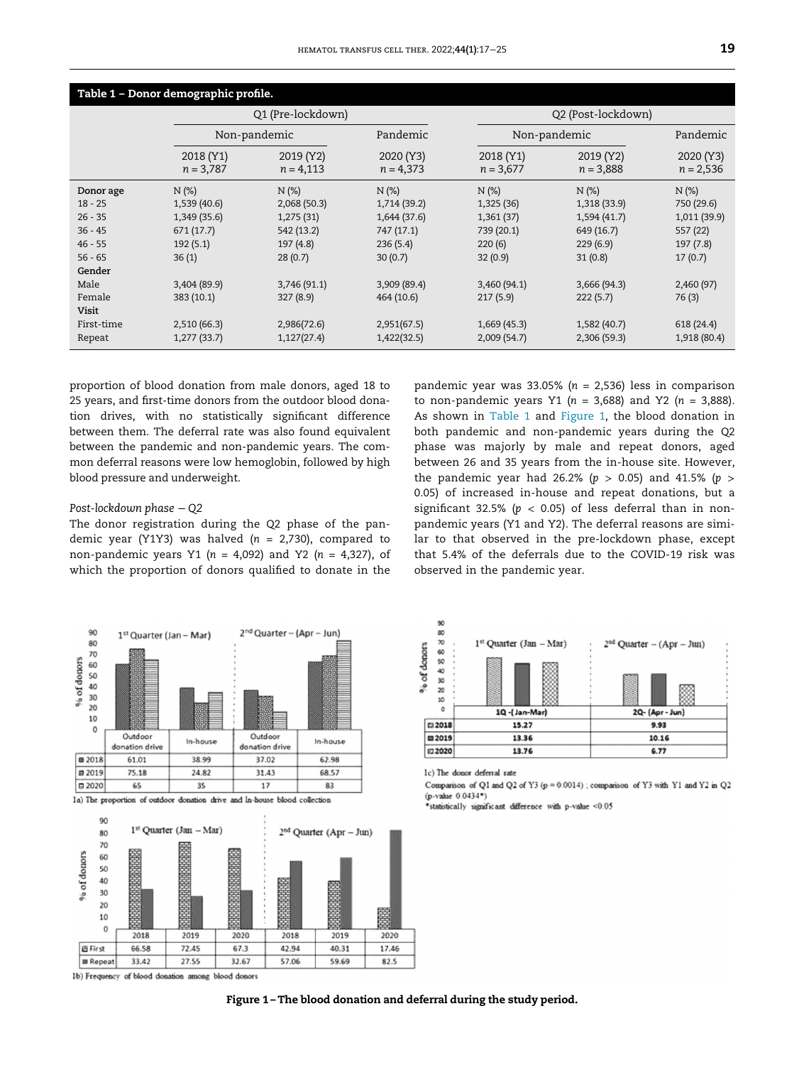**Table 1 – Donor demographic profile.**

| | Q1 (Pre-lockdown) | | | Q2 (Post-lockdown) | | |
|---|---|---|---|---|---|---|
| | Non-pandemic | | Pandemic | Non-pandemic | | Pandemic |
| | 2018 (Y1) $n = 3{,}787$ | 2019 (Y2) $n = 4{,}113$ | 2020 (Y3) $n = 4{,}373$ | 2018 (Y1) $n = 3{,}677$ | 2019 (Y2) $n = 3{,}888$ | 2020 (Y3) $n = 2{,}536$ |
| **Donor age** | N (%) | N (%) | N (%) | N (%) | N (%) | N (%) |
| 18 - 25 | 1,539 (40.6) | 2,068 (50.3) | 1,714 (39.2) | 1,325 (36) | 1,318 (33.9) | 750 (29.6) |
| 26 - 35 | 1,349 (35.6) | 1,275 (31) | 1,644 (37.6) | 1,361 (37) | 1,594 (41.7) | 1,011 (39.9) |
| 36 - 45 | 671 (17.7) | 542 (13.2) | 747 (17.1) | 739 (20.1) | 649 (16.7) | 557 (22) |
| 46 - 55 | 192 (5.1) | 197 (4.8) | 236 (5.4) | 220 (6) | 229 (6.9) | 197 (7.8) |
| 56 - 65 | 36 (1) | 28 (0.7) | 30 (0.7) | 32 (0.9) | 31 (0.8) | 17 (0.7) |
| **Gender** | | | | | | |
| Male | 3,404 (89.9) | 3,746 (91.1) | 3,909 (89.4) | 3,460 (94.1) | 3,666 (94.3) | 2,460 (97) |
| Female | 383 (10.1) | 327 (8.9) | 464 (10.6) | 217 (5.9) | 222 (5.7) | 76 (3) |
| **Visit** | | | | | | |
| First-time | 2,510 (66.3) | 2,986(72.6) | 2,951(67.5) | 1,669 (45.3) | 1,582 (40.7) | 618 (24.4) |
| Repeat | 1,277 (33.7) | 1,127(27.4) | 1,422(32.5) | 2,009 (54.7) | 2,306 (59.3) | 1,918 (80.4) |

proportion of blood donation from male donors, aged 18 to 25 years, and first-time donors from the outdoor blood donation drives, with no statistically significant difference between them. The deferral rate was also found equivalent between the pandemic and non-pandemic years. The common deferral reasons were low hemoglobin, followed by high blood pressure and underweight.

*Post-lockdown phase – Q2*

The donor registration during the Q2 phase of the pandemic year (Y1Y3) was halved ($n = 2{,}730$), compared to non-pandemic years Y1 ($n = 4{,}092$) and Y2 ($n = 4{,}327$), of which the proportion of donors qualified to donate in the pandemic year was 33.05% ($n = 2{,}536$) less in comparison to non-pandemic years Y1 ($n = 3{,}688$) and Y2 ($n = 3{,}888$). As shown in Table 1 and Figure 1, the blood donation in both pandemic and non-pandemic years during the Q2 phase was majorly by male and repeat donors, aged between 26 and 35 years from the in-house site. However, the pandemic year had 26.2% ($p > 0.05$) and 41.5% ($p > 0.05$) of increased in-house and repeat donations, but a significant 32.5% ($p < 0.05$) of less deferral than in non-pandemic years (Y1 and Y2). The deferral reasons are similar to that observed in the pre-lockdown phase, except that 5.4% of the deferrals due to the COVID-19 risk was observed in the pandemic year.

| | 1st Quarter (Jan – Mar) Outdoor donation drive | 1st Quarter (Jan – Mar) In-house | 2nd Quarter (Apr – Jun) Outdoor donation drive | 2nd Quarter (Apr – Jun) In-house |
|---|---|---|---|---|
| 2018 | 61.01 | 38.99 | 37.02 | 62.98 |
| 2019 | 75.18 | 24.82 | 31.43 | 68.57 |
| 2020 | 65 | 35 | 17 | 83 |

1a) The proportion of outdoor donation drive and In-house blood collection

| | 2018 (1st Quarter) | 2019 (1st Quarter) | 2020 (1st Quarter) | 2018 (2nd Quarter) | 2019 (2nd Quarter) | 2020 (2nd Quarter) |
|---|---|---|---|---|---|---|
| First | 66.58 | 72.45 | 67.3 | 42.94 | 40.31 | 17.46 |
| Repeat | 33.42 | 27.55 | 32.67 | 57.06 | 59.69 | 82.5 |

1b) Frequency of blood donation among blood donors

| | 1Q -(Jan-Mar) | 2Q- (Apr - Jun) |
|---|---|---|
| 2018 | 15.27 | 9.93 |
| 2019 | 13.36 | 10.16 |
| 2020 | 13.76 | 6.77 |

1c) The donor deferral rate

Comparison of Q1 and Q2 of Y3 ($p = 0.0014$) ; comparison of Y3 with Y1 and Y2 in Q2 (p-value 0.0434*)

*statistically significant difference with p-value <0.05

**Figure 1 – The blood donation and deferral during the study period.**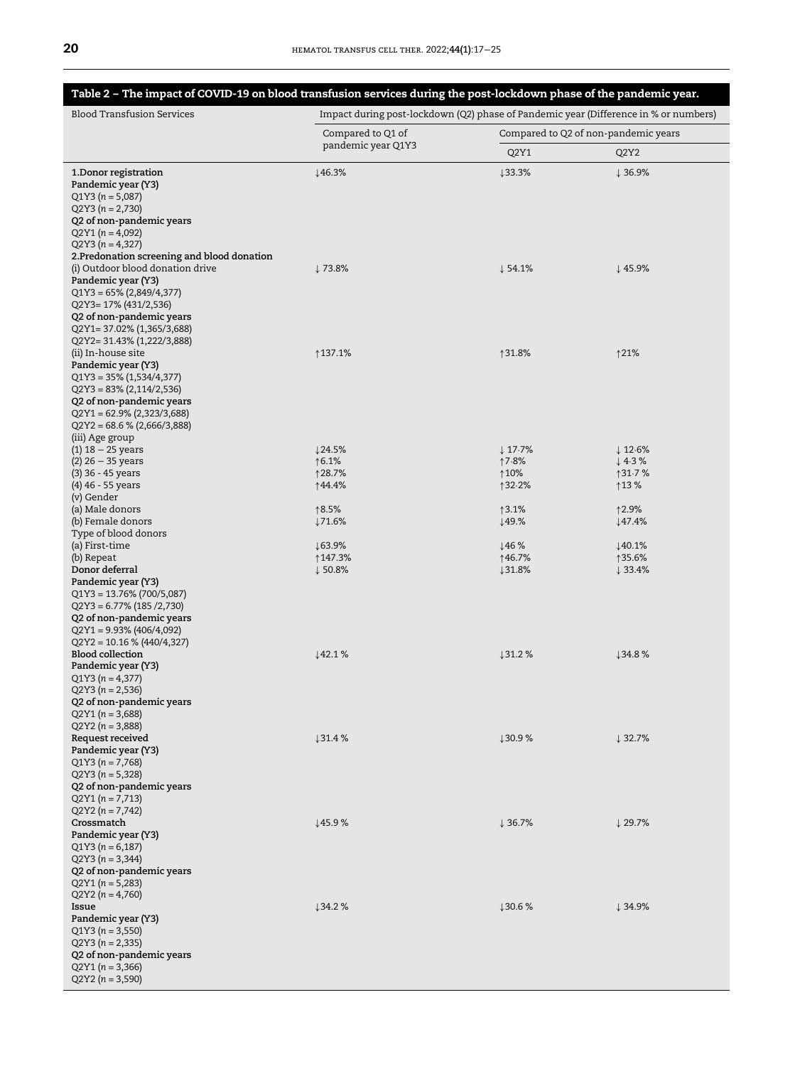**Table 2 – The impact of COVID-19 on blood transfusion services during the post-lockdown phase of the pandemic year.**

| Blood Transfusion Services | Impact during post-lockdown (Q2) phase of Pandemic year (Difference in % or numbers) | | |
|---|---|---|---|
| | Compared to Q1 of pandemic year Q1Y3 | Compared to Q2 of non-pandemic years | |
| | | Q2Y1 | Q2Y2 |
| **1.Donor registration** | ↓46.3% | ↓33.3% | ↓ 36.9% |
| **Pandemic year (Y3)** | | | |
| Q1Y3 ($n$ = 5,087) | | | |
| Q2Y3 ($n$ = 2,730) | | | |
| **Q2 of non-pandemic years** | | | |
| Q2Y1 ($n$ = 4,092) | | | |
| Q2Y3 ($n$ = 4,327) | | | |
| **2.Predonation screening and blood donation** | | | |
| (i) Outdoor blood donation drive | ↓ 73.8% | ↓ 54.1% | ↓ 45.9% |
| **Pandemic year (Y3)** | | | |
| Q1Y3 = 65% (2,849/4,377) | | | |
| Q2Y3= 17% (431/2,536) | | | |
| **Q2 of non-pandemic years** | | | |
| Q2Y1= 37.02% (1,365/3,688) | | | |
| Q2Y2= 31.43% (1,222/3,888) | | | |
| (ii) In-house site | ↑137.1% | ↑31.8% | ↑21% |
| **Pandemic year (Y3)** | | | |
| Q1Y3 = 35% (1,534/4,377) | | | |
| Q2Y3 = 83% (2,114/2,536) | | | |
| **Q2 of non-pandemic years** | | | |
| Q2Y1 = 62.9% (2,323/3,688) | | | |
| Q2Y2 = 68.6 % (2,666/3,888) | | | |
| (iii) Age group | | | |
| (1) 18 – 25 years | ↓24.5% | ↓ 17·7% | ↓ 12·6% |
| (2) 26 – 35 years | ↑6.1% | ↑7·8% | ↓ 4·3 % |
| (3) 36 - 45 years | ↑28.7% | ↑10% | ↑31·7 % |
| (4) 46 - 55 years | ↑44.4% | ↑32·2% | ↑13 % |
| (v) Gender | | | |
| (a) Male donors | ↑8.5% | ↑3.1% | ↑2.9% |
| (b) Female donors | ↓71.6% | ↓49.% | ↓47.4% |
| Type of blood donors | | | |
| (a) First-time | ↓63.9% | ↓46 % | ↓40.1% |
| (b) Repeat | ↑147.3% | ↑46.7% | ↑35.6% |
| **Donor deferral** | ↓ 50.8% | ↓31.8% | ↓ 33.4% |
| **Pandemic year (Y3)** | | | |
| Q1Y3 = 13.76% (700/5,087) | | | |
| Q2Y3 = 6.77% (185 /2,730) | | | |
| **Q2 of non-pandemic years** | | | |
| Q2Y1 = 9.93% (406/4,092) | | | |
| Q2Y2 = 10.16 % (440/4,327) | | | |
| **Blood collection** | ↓42.1 % | ↓31.2 % | ↓34.8 % |
| **Pandemic year (Y3)** | | | |
| Q1Y3 ($n$ = 4,377) | | | |
| Q2Y3 ($n$ = 2,536) | | | |
| **Q2 of non-pandemic years** | | | |
| Q2Y1 ($n$ = 3,688) | | | |
| Q2Y2 ($n$ = 3,888) | | | |
| **Request received** | ↓31.4 % | ↓30.9 % | ↓ 32.7% |
| **Pandemic year (Y3)** | | | |
| Q1Y3 ($n$ = 7,768) | | | |
| Q2Y3 ($n$ = 5,328) | | | |
| **Q2 of non-pandemic years** | | | |
| Q2Y1 ($n$ = 7,713) | | | |
| Q2Y2 ($n$ = 7,742) | | | |
| **Crossmatch** | ↓45.9 % | ↓ 36.7% | ↓ 29.7% |
| **Pandemic year (Y3)** | | | |
| Q1Y3 ($n$ = 6,187) | | | |
| Q2Y3 ($n$ = 3,344) | | | |
| **Q2 of non-pandemic years** | | | |
| Q2Y1 ($n$ = 5,283) | | | |
| Q2Y2 ($n$ = 4,760) | | | |
| **Issue** | ↓34.2 % | ↓30.6 % | ↓ 34.9% |
| **Pandemic year (Y3)** | | | |
| Q1Y3 ($n$ = 3,550) | | | |
| Q2Y3 ($n$ = 2,335) | | | |
| **Q2 of non-pandemic years** | | | |
| Q2Y1 ($n$ = 3,366) | | | |
| Q2Y2 ($n$ = 3,590) | | | |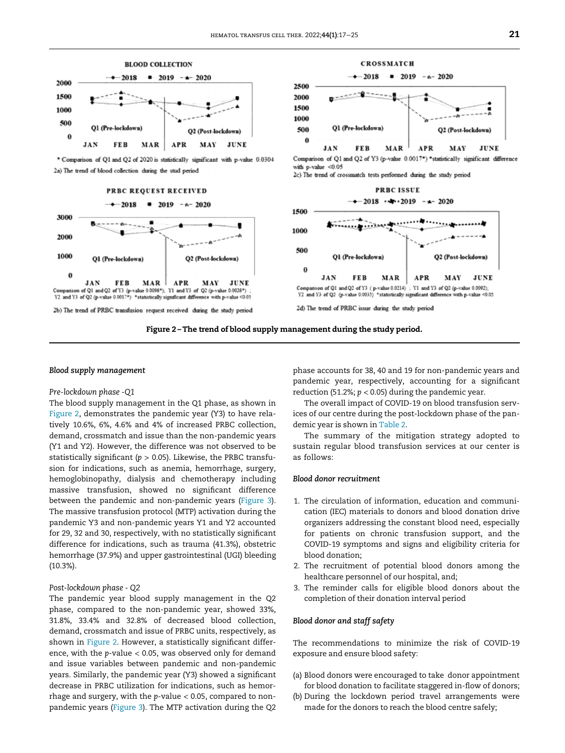* Comparison of Q1 and Q2 of 2020 is statistically significant with p-value 0.0304

2a) The trend of blood collection during the stud period

Comparison of Q1 and Q2 of Y3 (p-value 0.0017*) *statistically significant difference with p-value <0.05

2c) The trend of crossmatch tests performed during the study period

Comparison of Q1 and Q2 of Y3 (p-value 0.0096*); Y1 and Y3 of Q2 (p-value 0.0026*); Y2 and Y3 of Q2 (p-value 0.0017*) *statistically significant difference with p-value <0.05

2b) The trend of PRBC transfusion request received during the study period

Comparison of Q1 and Q2 of Y3 ( p-value 0.0214) ; Y1 and Y3 of Q2 (p-value 0.0092); Y2 and Y3 of Q2 (p-value 0.0033) *statistically significant difference with p-value <0.05

2d) The trend of PRBC issue during the study period

**Figure 2 – The trend of blood supply management during the study period.**

*Blood supply management*

*Pre-lockdown phase -Q1*

The blood supply management in the Q1 phase, as shown in Figure 2, demonstrates the pandemic year (Y3) to have relatively 10.6%, 6%, 4.6% and 4% of increased blood collection, demand, crossmatch and issue than the non-pandemic years (Y1 and Y2). However, the difference was not observed to be statistically significant ($p > 0.05$). Likewise, the PRBC transfusion for indications, such as anemia, hemorrhage, surgery, hemoglobinopathy, dialysis and chemotherapy including massive transfusion, showed no significant difference between the pandemic and non-pandemic years (Figure 3). The massive transfusion protocol (MTP) activation during the pandemic Y3 and non-pandemic years Y1 and Y2 accounted for 29, 32 and 30, respectively, with no statistically significant difference for indications, such as trauma (41.3%), obstetric hemorrhage (37.9%) and upper gastrointestinal (UGI) bleeding (10.3%).

*Post-lockdown phase - Q2*

The pandemic year blood supply management in the Q2 phase, compared to the non-pandemic year, showed 33%, 31.8%, 33.4% and 32.8% of decreased blood collection, demand, crossmatch and issue of PRBC units, respectively, as shown in Figure 2. However, a statistically significant difference, with the $p$-value < 0.05, was observed only for demand and issue variables between pandemic and non-pandemic years. Similarly, the pandemic year (Y3) showed a significant decrease in PRBC utilization for indications, such as hemorrhage and surgery, with the $p$-value < 0.05, compared to non-pandemic years (Figure 3). The MTP activation during the Q2 phase accounts for 38, 40 and 19 for non-pandemic years and pandemic year, respectively, accounting for a significant reduction (51.2%; $p < 0.05$) during the pandemic year.

The overall impact of COVID-19 on blood transfusion services of our centre during the post-lockdown phase of the pandemic year is shown in Table 2.

The summary of the mitigation strategy adopted to sustain regular blood transfusion services at our center is as follows:

*Blood donor recruitment*

1. The circulation of information, education and communication (IEC) materials to donors and blood donation drive organizers addressing the constant blood need, especially for patients on chronic transfusion support, and the COVID-19 symptoms and signs and eligibility criteria for blood donation;
2. The recruitment of potential blood donors among the healthcare personnel of our hospital, and;
3. The reminder calls for eligible blood donors about the completion of their donation interval period

*Blood donor and staff safety*

The recommendations to minimize the risk of COVID-19 exposure and ensure blood safety:

(a) Blood donors were encouraged to take donor appointment for blood donation to facilitate staggered in-flow of donors;
(b) During the lockdown period travel arrangements were made for the donors to reach the blood centre safely;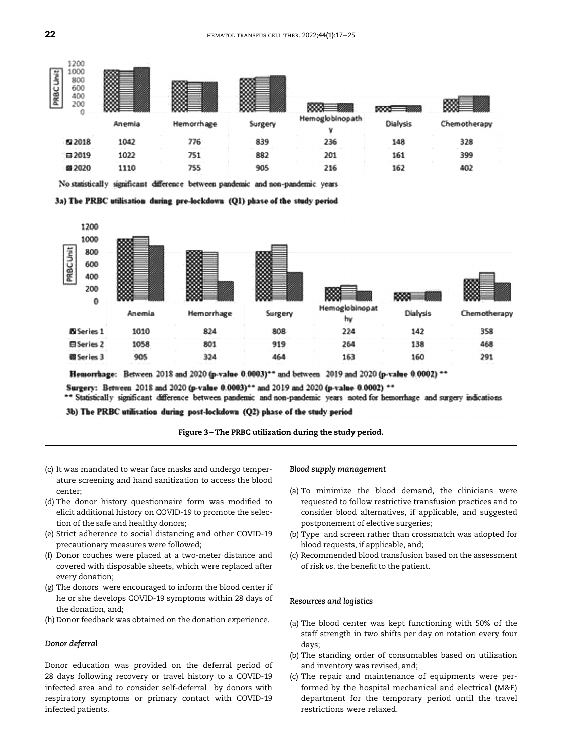| PRBC Unit | Anemia | Hemorrhage | Surgery | Hemoglobinopathy | Dialysis | Chemotherapy |
|---|---|---|---|---|---|---|
| 2018 | 1042 | 776 | 839 | 236 | 148 | 328 |
| 2019 | 1022 | 751 | 882 | 201 | 161 | 399 |
| 2020 | 1110 | 755 | 905 | 216 | 162 | 402 |

No statistically significant difference between pandemic and non-pandemic years

**3a) The PRBC utilisation during pre-lockdown (Q1) phase of the study period**

| PRBC Unit | Anemia | Hemorrhage | Surgery | Hemoglobinopathy | Dialysis | Chemotherapy |
|---|---|---|---|---|---|---|
| Series 1 | 1010 | 824 | 808 | 224 | 142 | 358 |
| Series 2 | 1058 | 801 | 919 | 264 | 138 | 468 |
| Series 3 | 905 | 324 | 464 | 163 | 160 | 291 |

**Hemorrhage:** Between 2018 and 2020 (p-value 0.0003)** and between 2019 and 2020 (p-value 0.0002) **

**Surgery:** Between 2018 and 2020 (p-value 0.0003)** and 2019 and 2020 (p-value 0.0002) **

** Statistically significant difference between pandemic and non-pandemic years noted for hemorrhage and surgery indications

**3b) The PRBC utilisation during post-lockdown (Q2) phase of the study period**

**Figure 3 – The PRBC utilization during the study period.**

(c) It was mandated to wear face masks and undergo temperature screening and hand sanitization to access the blood center;

(d) The donor history questionnaire form was modified to elicit additional history on COVID-19 to promote the selection of the safe and healthy donors;

(e) Strict adherence to social distancing and other COVID-19 precautionary measures were followed;

(f) Donor couches were placed at a two-meter distance and covered with disposable sheets, which were replaced after every donation;

(g) The donors were encouraged to inform the blood center if he or she develops COVID-19 symptoms within 28 days of the donation, and;

(h) Donor feedback was obtained on the donation experience.

#### *Donor deferral*

Donor education was provided on the deferral period of 28 days following recovery or travel history to a COVID-19 infected area and to consider self-deferral by donors with respiratory symptoms or primary contact with COVID-19 infected patients.

#### *Blood supply management*

(a) To minimize the blood demand, the clinicians were requested to follow restrictive transfusion practices and to consider blood alternatives, if applicable, and suggested postponement of elective surgeries;

(b) Type and screen rather than crossmatch was adopted for blood requests, if applicable, and;

(c) Recommended blood transfusion based on the assessment of risk *vs*. the benefit to the patient.

#### *Resources and logistics*

(a) The blood center was kept functioning with 50% of the staff strength in two shifts per day on rotation every four days;

(b) The standing order of consumables based on utilization and inventory was revised, and;

(c) The repair and maintenance of equipments were performed by the hospital mechanical and electrical (M&E) department for the temporary period until the travel restrictions were relaxed.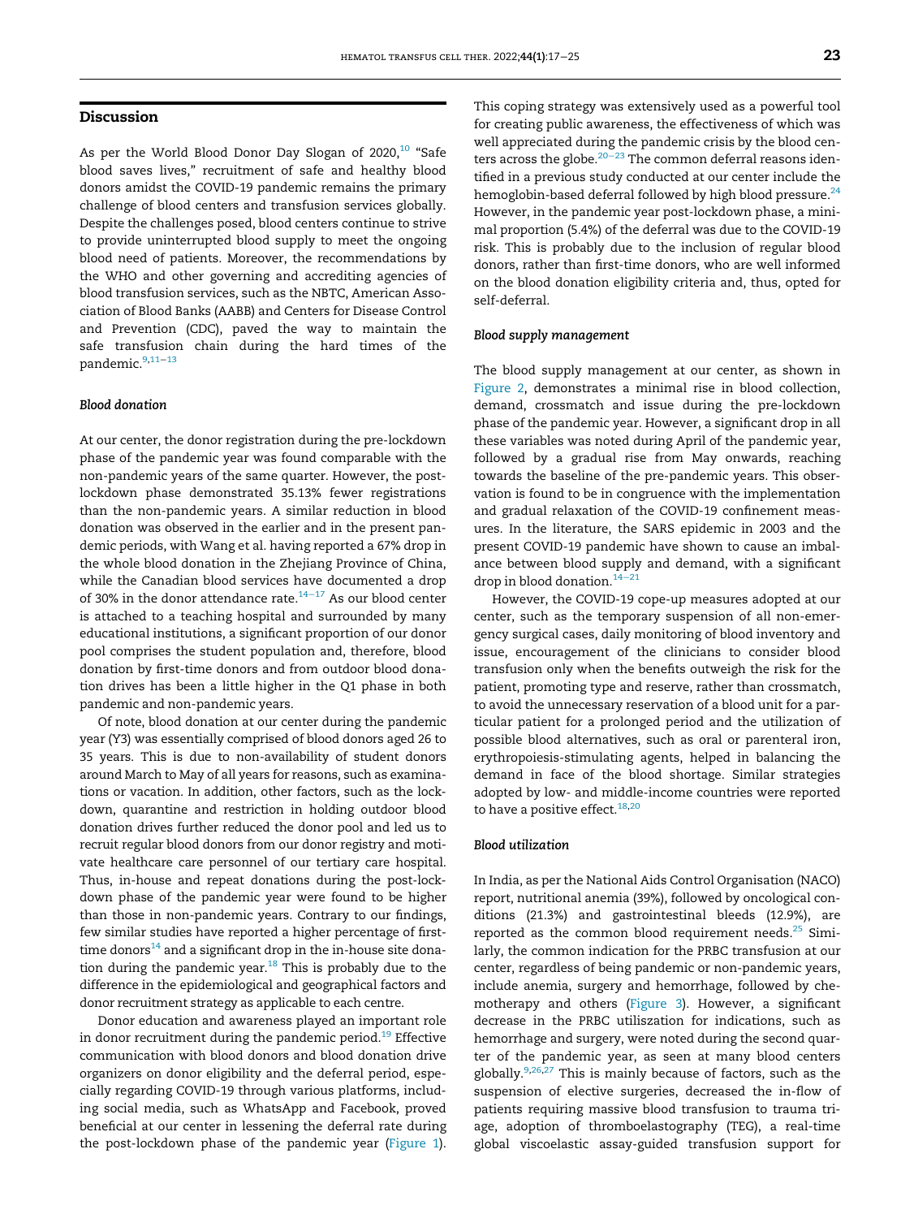## Discussion

As per the World Blood Donor Day Slogan of 2020,[10] "Safe blood saves lives," recruitment of safe and healthy blood donors amidst the COVID-19 pandemic remains the primary challenge of blood centers and transfusion services globally. Despite the challenges posed, blood centers continue to strive to provide uninterrupted blood supply to meet the ongoing blood need of patients. Moreover, the recommendations by the WHO and other governing and accrediting agencies of blood transfusion services, such as the NBTC, American Association of Blood Banks (AABB) and Centers for Disease Control and Prevention (CDC), paved the way to maintain the safe transfusion chain during the hard times of the pandemic.[9,11–13]

### *Blood donation*

At our center, the donor registration during the pre-lockdown phase of the pandemic year was found comparable with the non-pandemic years of the same quarter. However, the post-lockdown phase demonstrated 35.13% fewer registrations than the non-pandemic years. A similar reduction in blood donation was observed in the earlier and in the present pandemic periods, with Wang et al. having reported a 67% drop in the whole blood donation in the Zhejiang Province of China, while the Canadian blood services have documented a drop of 30% in the donor attendance rate.[14–17] As our blood center is attached to a teaching hospital and surrounded by many educational institutions, a significant proportion of our donor pool comprises the student population and, therefore, blood donation by first-time donors and from outdoor blood donation drives has been a little higher in the Q1 phase in both pandemic and non-pandemic years.

Of note, blood donation at our center during the pandemic year (Y3) was essentially comprised of blood donors aged 26 to 35 years. This is due to non-availability of student donors around March to May of all years for reasons, such as examinations or vacation. In addition, other factors, such as the lockdown, quarantine and restriction in holding outdoor blood donation drives further reduced the donor pool and led us to recruit regular blood donors from our donor registry and motivate healthcare care personnel of our tertiary care hospital. Thus, in-house and repeat donations during the post-lockdown phase of the pandemic year were found to be higher than those in non-pandemic years. Contrary to our findings, few similar studies have reported a higher percentage of first-time donors[14] and a significant drop in the in-house site donation during the pandemic year.[18] This is probably due to the difference in the epidemiological and geographical factors and donor recruitment strategy as applicable to each centre.

Donor education and awareness played an important role in donor recruitment during the pandemic period.[19] Effective communication with blood donors and blood donation drive organizers on donor eligibility and the deferral period, especially regarding COVID-19 through various platforms, including social media, such as WhatsApp and Facebook, proved beneficial at our center in lessening the deferral rate during the post-lockdown phase of the pandemic year (Figure 1). This coping strategy was extensively used as a powerful tool for creating public awareness, the effectiveness of which was well appreciated during the pandemic crisis by the blood centers across the globe.[20–23] The common deferral reasons identified in a previous study conducted at our center include the hemoglobin-based deferral followed by high blood pressure.[24] However, in the pandemic year post-lockdown phase, a minimal proportion (5.4%) of the deferral was due to the COVID-19 risk. This is probably due to the inclusion of regular blood donors, rather than first-time donors, who are well informed on the blood donation eligibility criteria and, thus, opted for self-deferral.

### *Blood supply management*

The blood supply management at our center, as shown in Figure 2, demonstrates a minimal rise in blood collection, demand, crossmatch and issue during the pre-lockdown phase of the pandemic year. However, a significant drop in all these variables was noted during April of the pandemic year, followed by a gradual rise from May onwards, reaching towards the baseline of the pre-pandemic years. This observation is found to be in congruence with the implementation and gradual relaxation of the COVID-19 confinement measures. In the literature, the SARS epidemic in 2003 and the present COVID-19 pandemic have shown to cause an imbalance between blood supply and demand, with a significant drop in blood donation.[14–21]

However, the COVID-19 cope-up measures adopted at our center, such as the temporary suspension of all non-emergency surgical cases, daily monitoring of blood inventory and issue, encouragement of the clinicians to consider blood transfusion only when the benefits outweigh the risk for the patient, promoting type and reserve, rather than crossmatch, to avoid the unnecessary reservation of a blood unit for a particular patient for a prolonged period and the utilization of possible blood alternatives, such as oral or parenteral iron, erythropoiesis-stimulating agents, helped in balancing the demand in face of the blood shortage. Similar strategies adopted by low- and middle-income countries were reported to have a positive effect.[18,20]

### *Blood utilization*

In India, as per the National Aids Control Organisation (NACO) report, nutritional anemia (39%), followed by oncological conditions (21.3%) and gastrointestinal bleeds (12.9%), are reported as the common blood requirement needs.[25] Similarly, the common indication for the PRBC transfusion at our center, regardless of being pandemic or non-pandemic years, include anemia, surgery and hemorrhage, followed by chemotherapy and others (Figure 3). However, a significant decrease in the PRBC utiliszation for indications, such as hemorrhage and surgery, were noted during the second quarter of the pandemic year, as seen at many blood centers globally.[9,26,27] This is mainly because of factors, such as the suspension of elective surgeries, decreased the in-flow of patients requiring massive blood transfusion to trauma triage, adoption of thromboelastography (TEG), a real-time global viscoelastic assay-guided transfusion support for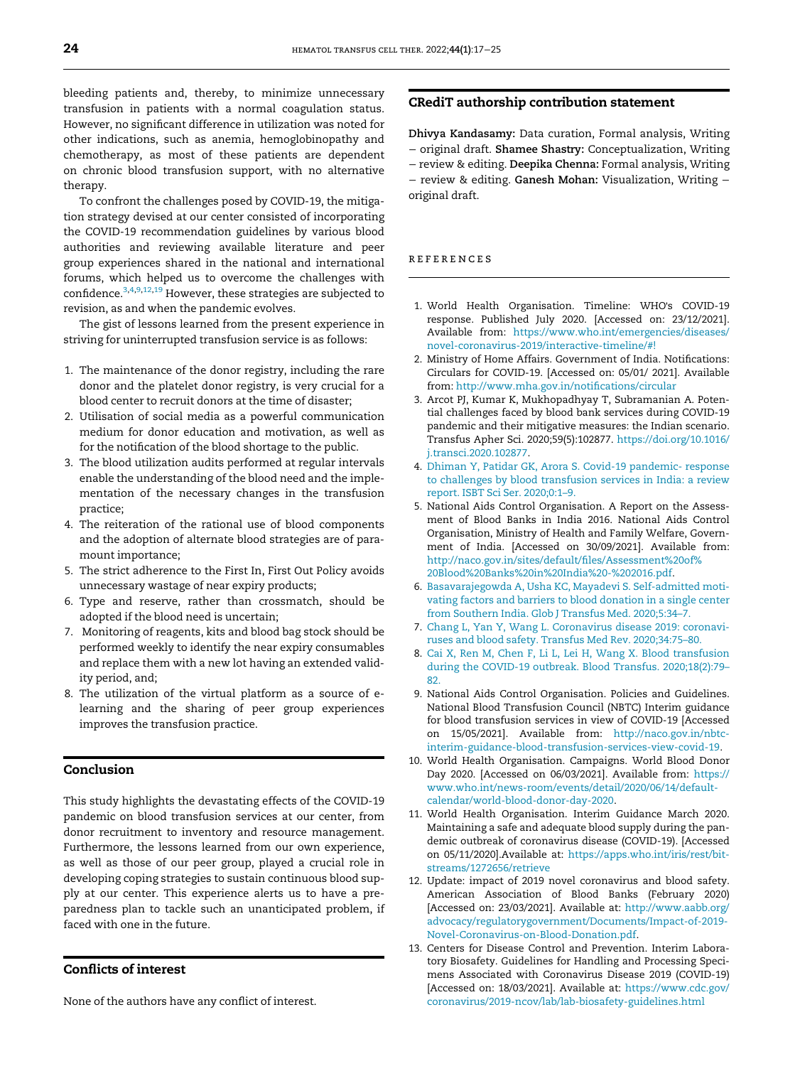bleeding patients and, thereby, to minimize unnecessary transfusion in patients with a normal coagulation status. However, no significant difference in utilization was noted for other indications, such as anemia, hemoglobinopathy and chemotherapy, as most of these patients are dependent on chronic blood transfusion support, with no alternative therapy.

To confront the challenges posed by COVID-19, the mitigation strategy devised at our center consisted of incorporating the COVID-19 recommendation guidelines by various blood authorities and reviewing available literature and peer group experiences shared in the national and international forums, which helped us to overcome the challenges with confidence.[3,4,9,12,19] However, these strategies are subjected to revision, as and when the pandemic evolves.

The gist of lessons learned from the present experience in striving for uninterrupted transfusion service is as follows:

1. The maintenance of the donor registry, including the rare donor and the platelet donor registry, is very crucial for a blood center to recruit donors at the time of disaster;
2. Utilisation of social media as a powerful communication medium for donor education and motivation, as well as for the notification of the blood shortage to the public.
3. The blood utilization audits performed at regular intervals enable the understanding of the blood need and the implementation of the necessary changes in the transfusion practice;
4. The reiteration of the rational use of blood components and the adoption of alternate blood strategies are of paramount importance;
5. The strict adherence to the First In, First Out Policy avoids unnecessary wastage of near expiry products;
6. Type and reserve, rather than crossmatch, should be adopted if the blood need is uncertain;
7. Monitoring of reagents, kits and blood bag stock should be performed weekly to identify the near expiry consumables and replace them with a new lot having an extended validity period, and;
8. The utilization of the virtual platform as a source of e-learning and the sharing of peer group experiences improves the transfusion practice.

## Conclusion

This study highlights the devastating effects of the COVID-19 pandemic on blood transfusion services at our center, from donor recruitment to inventory and resource management. Furthermore, the lessons learned from our own experience, as well as those of our peer group, played a crucial role in developing coping strategies to sustain continuous blood supply at our center. This experience alerts us to have a preparedness plan to tackle such an unanticipated problem, if faced with one in the future.

## Conflicts of interest

None of the authors have any conflict of interest.

## CRediT authorship contribution statement

**Dhivya Kandasamy:** Data curation, Formal analysis, Writing – original draft. **Shamee Shastry:** Conceptualization, Writing – review & editing. **Deepika Chenna:** Formal analysis, Writing – review & editing. **Ganesh Mohan:** Visualization, Writing – original draft.

## REFERENCES

1. World Health Organisation. Timeline: WHO's COVID-19 response. Published July 2020. [Accessed on: 23/12/2021]. Available from: https://www.who.int/emergencies/diseases/novel-coronavirus-2019/interactive-timeline/#!
2. Ministry of Home Affairs. Government of India. Notifications: Circulars for COVID-19. [Accessed on: 05/01/ 2021]. Available from: http://www.mha.gov.in/notifications/circular
3. Arcot PJ, Kumar K, Mukhopadhyay T, Subramanian A. Potential challenges faced by blood bank services during COVID-19 pandemic and their mitigative measures: the Indian scenario. Transfus Apher Sci. 2020;59(5):102877. https://doi.org/10.1016/j.transci.2020.102877.
4. Dhiman Y, Patidar GK, Arora S. Covid-19 pandemic- response to challenges by blood transfusion services in India: a review report. ISBT Sci Ser. 2020;0:1–9.
5. National Aids Control Organisation. A Report on the Assessment of Blood Banks in India 2016. National Aids Control Organisation, Ministry of Health and Family Welfare, Government of India. [Accessed on 30/09/2021]. Available from: http://naco.gov.in/sites/default/files/Assessment%20of%20Blood%20Banks%20in%20India%20-%202016.pdf.
6. Basavarajegowda A, Usha KC, Mayadevi S. Self-admitted motivating factors and barriers to blood donation in a single center from Southern India. Glob J Transfus Med. 2020;5:34–7.
7. Chang L, Yan Y, Wang L. Coronavirus disease 2019: coronaviruses and blood safety. Transfus Med Rev. 2020;34:75–80.
8. Cai X, Ren M, Chen F, Li L, Lei H, Wang X. Blood transfusion during the COVID-19 outbreak. Blood Transfus. 2020;18(2):79–82.
9. National Aids Control Organisation. Policies and Guidelines. National Blood Transfusion Council (NBTC) Interim guidance for blood transfusion services in view of COVID-19 [Accessed on 15/05/2021]. Available from: http://naco.gov.in/nbtc-interim-guidance-blood-transfusion-services-view-covid-19.
10. World Health Organisation. Campaigns. World Blood Donor Day 2020. [Accessed on 06/03/2021]. Available from: https://www.who.int/news-room/events/detail/2020/06/14/default-calendar/world-blood-donor-day-2020.
11. World Health Organisation. Interim Guidance March 2020. Maintaining a safe and adequate blood supply during the pandemic outbreak of coronavirus disease (COVID-19). [Accessed on 05/11/2020].Available at: https://apps.who.int/iris/rest/bitstreams/1272656/retrieve
12. Update: impact of 2019 novel coronavirus and blood safety. American Association of Blood Banks (February 2020) [Accessed on: 23/03/2021]. Available at: http://www.aabb.org/advocacy/regulatorygovernment/Documents/Impact-of-2019-Novel-Coronavirus-on-Blood-Donation.pdf.
13. Centers for Disease Control and Prevention. Interim Laboratory Biosafety. Guidelines for Handling and Processing Specimens Associated with Coronavirus Disease 2019 (COVID-19) [Accessed on: 18/03/2021]. Available at: https://www.cdc.gov/coronavirus/2019-ncov/lab/lab-biosafety-guidelines.html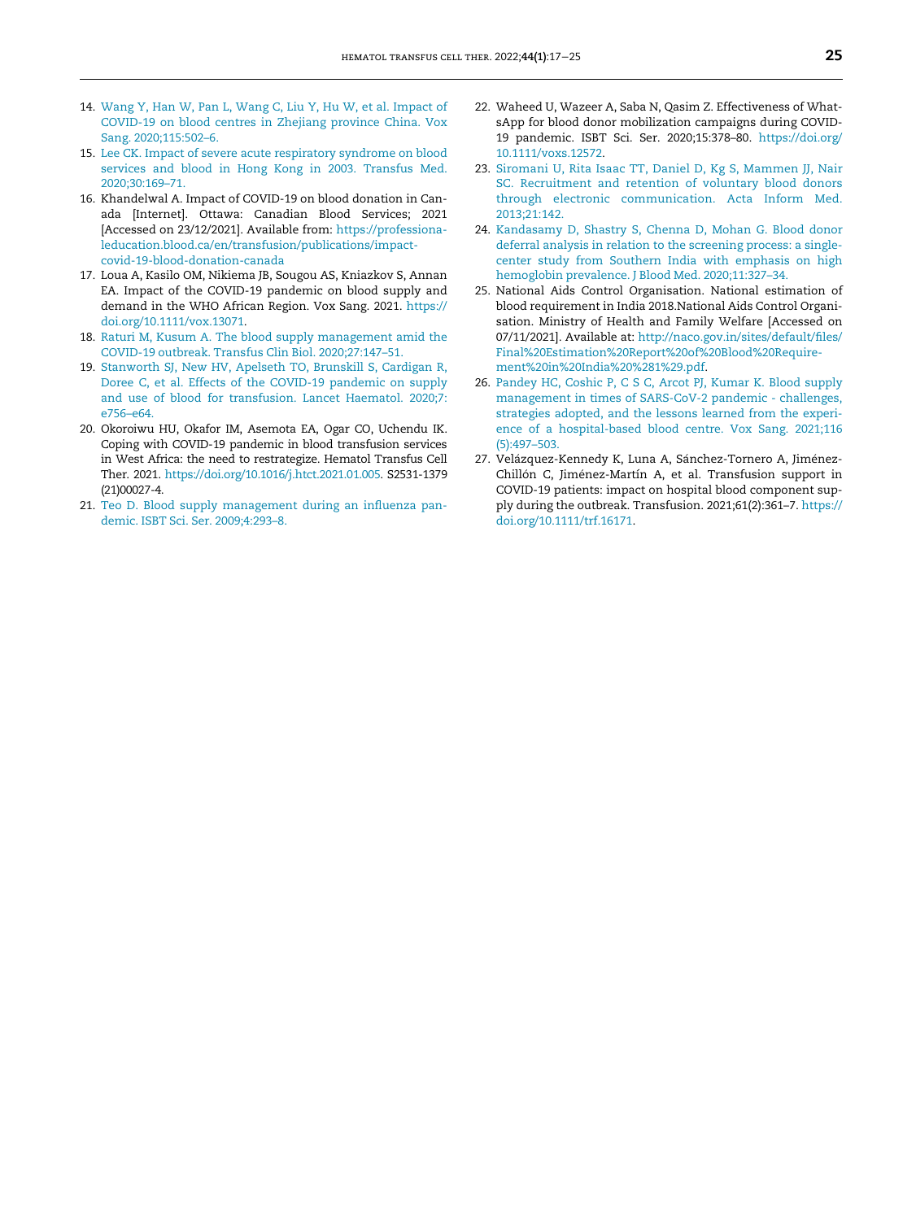14. Wang Y, Han W, Pan L, Wang C, Liu Y, Hu W, et al. Impact of COVID-19 on blood centres in Zhejiang province China. Vox Sang. 2020;115:502–6.
15. Lee CK. Impact of severe acute respiratory syndrome on blood services and blood in Hong Kong in 2003. Transfus Med. 2020;30:169–71.
16. Khandelwal A. Impact of COVID-19 on blood donation in Canada [Internet]. Ottawa: Canadian Blood Services; 2021 [Accessed on 23/12/2021]. Available from: https://professionaleducation.blood.ca/en/transfusion/publications/impact-covid-19-blood-donation-canada
17. Loua A, Kasilo OM, Nikiema JB, Sougou AS, Kniazkov S, Annan EA. Impact of the COVID-19 pandemic on blood supply and demand in the WHO African Region. Vox Sang. 2021. https://doi.org/10.1111/vox.13071.
18. Raturi M, Kusum A. The blood supply management amid the COVID-19 outbreak. Transfus Clin Biol. 2020;27:147–51.
19. Stanworth SJ, New HV, Apelseth TO, Brunskill S, Cardigan R, Doree C, et al. Effects of the COVID-19 pandemic on supply and use of blood for transfusion. Lancet Haematol. 2020;7:e756–e64.
20. Okoroiwu HU, Okafor IM, Asemota EA, Ogar CO, Uchendu IK. Coping with COVID-19 pandemic in blood transfusion services in West Africa: the need to restrategize. Hematol Transfus Cell Ther. 2021. https://doi.org/10.1016/j.htct.2021.01.005. S2531-1379(21)00027-4.
21. Teo D. Blood supply management during an influenza pandemic. ISBT Sci. Ser. 2009;4:293–8.
22. Waheed U, Wazeer A, Saba N, Qasim Z. Effectiveness of WhatsApp for blood donor mobilization campaigns during COVID-19 pandemic. ISBT Sci. Ser. 2020;15:378–80. https://doi.org/10.1111/voxs.12572.
23. Siromani U, Rita Isaac TT, Daniel D, Kg S, Mammen JJ, Nair SC. Recruitment and retention of voluntary blood donors through electronic communication. Acta Inform Med. 2013;21:142.
24. Kandasamy D, Shastry S, Chenna D, Mohan G. Blood donor deferral analysis in relation to the screening process: a single-center study from Southern India with emphasis on high hemoglobin prevalence. J Blood Med. 2020;11:327–34.
25. National Aids Control Organisation. National estimation of blood requirement in India 2018.National Aids Control Organisation. Ministry of Health and Family Welfare [Accessed on 07/11/2021]. Available at: http://naco.gov.in/sites/default/files/Final%20Estimation%20Report%20of%20Blood%20Requirement%20in%20India%20%281%29.pdf.
26. Pandey HC, Coshic P, C S C, Arcot PJ, Kumar K. Blood supply management in times of SARS-CoV-2 pandemic - challenges, strategies adopted, and the lessons learned from the experience of a hospital-based blood centre. Vox Sang. 2021;116(5):497–503.
27. Velázquez-Kennedy K, Luna A, Sánchez-Tornero A, Jiménez-Chillón C, Jiménez-Martín A, et al. Transfusion support in COVID-19 patients: impact on hospital blood component supply during the outbreak. Transfusion. 2021;61(2):361–7. https://doi.org/10.1111/trf.16171.